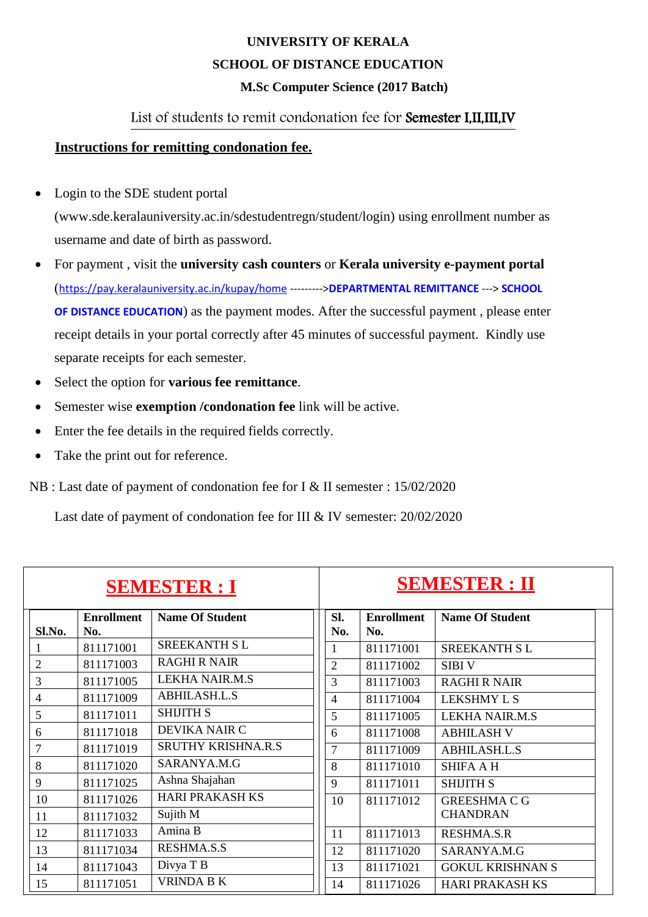**UNIVERSITY OF KERALA**

**SCHOOL OF DISTANCE EDUCATION**

**M.Sc Computer Science (2017 Batch)**

List of students to remit condonation fee for **Semester I,II,III,IV**

**Instructions for remitting condonation fee.**

- Login to the SDE student portal (www.sde.keralauniversity.ac.in/sdestudentregn/student/login) using enrollment number as username and date of birth as password.
- For payment , visit the **university cash counters** or **Kerala university e-payment portal** (https://pay.keralauniversity.ac.in/kupay/home --------->**DEPARTMENTAL REMITTANCE** ---> **SCHOOL OF DISTANCE EDUCATION**) as the payment modes. After the successful payment , please enter receipt details in your portal correctly after 45 minutes of successful payment. Kindly use separate receipts for each semester.
- Select the option for **various fee remittance**.
- Semester wise **exemption /condonation fee** link will be active.
- Enter the fee details in the required fields correctly.
- Take the print out for reference.

NB : Last date of payment of condonation fee for I & II semester : 15/02/2020

Last date of payment of condonation fee for III & IV semester: 20/02/2020

## SEMESTER : I

| Sl.No. | Enrollment No. | Name Of Student |
|---|---|---|
| 1 | 811171001 | SREEKANTH S L |
| 2 | 811171003 | RAGHI R NAIR |
| 3 | 811171005 | LEKHA NAIR.M.S |
| 4 | 811171009 | ABHILASH.L.S |
| 5 | 811171011 | SHIJITH S |
| 6 | 811171018 | DEVIKA NAIR C |
| 7 | 811171019 | SRUTHY KRISHNA.R.S |
| 8 | 811171020 | SARANYA.M.G |
| 9 | 811171025 | Ashna Shajahan |
| 10 | 811171026 | HARI PRAKASH KS |
| 11 | 811171032 | Sujith M |
| 12 | 811171033 | Amina B |
| 13 | 811171034 | RESHMA.S.S |
| 14 | 811171043 | Divya T B |
| 15 | 811171051 | VRINDA B K |

## SEMESTER : II

| Sl. No. | Enrollment No. | Name Of Student |
|---|---|---|
| 1 | 811171001 | SREEKANTH S L |
| 2 | 811171002 | SIBI V |
| 3 | 811171003 | RAGHI R NAIR |
| 4 | 811171004 | LEKSHMY L S |
| 5 | 811171005 | LEKHA NAIR.M.S |
| 6 | 811171008 | ABHILASH V |
| 7 | 811171009 | ABHILASH.L.S |
| 8 | 811171010 | SHIFA A H |
| 9 | 811171011 | SHIJITH S |
| 10 | 811171012 | GREESHMA C G CHANDRAN |
| 11 | 811171013 | RESHMA.S.R |
| 12 | 811171020 | SARANYA.M.G |
| 13 | 811171021 | GOKUL KRISHNAN S |
| 14 | 811171026 | HARI PRAKASH KS |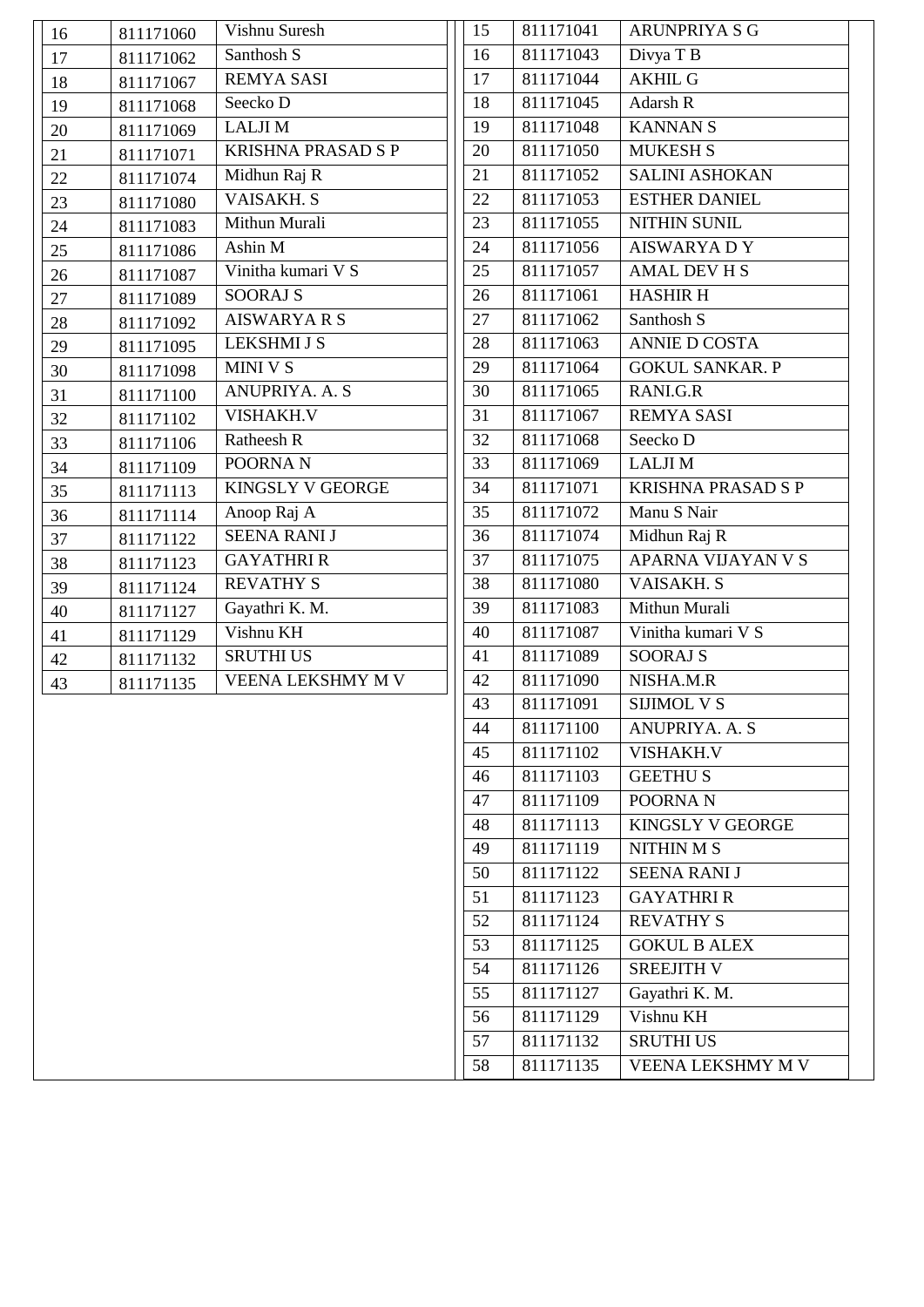| 16 | 811171060 | Vishnu Suresh |
|---|---|---|
| 17 | 811171062 | Santhosh S |
| 18 | 811171067 | REMYA SASI |
| 19 | 811171068 | Seecko D |
| 20 | 811171069 | LALJI M |
| 21 | 811171071 | KRISHNA PRASAD S P |
| 22 | 811171074 | Midhun Raj R |
| 23 | 811171080 | VAISAKH. S |
| 24 | 811171083 | Mithun Murali |
| 25 | 811171086 | Ashin M |
| 26 | 811171087 | Vinitha kumari V S |
| 27 | 811171089 | SOORAJ S |
| 28 | 811171092 | AISWARYA R S |
| 29 | 811171095 | LEKSHMI J S |
| 30 | 811171098 | MINI V S |
| 31 | 811171100 | ANUPRIYA. A. S |
| 32 | 811171102 | VISHAKH.V |
| 33 | 811171106 | Ratheesh R |
| 34 | 811171109 | POORNA N |
| 35 | 811171113 | KINGSLY V GEORGE |
| 36 | 811171114 | Anoop Raj A |
| 37 | 811171122 | SEENA RANI J |
| 38 | 811171123 | GAYATHRI R |
| 39 | 811171124 | REVATHY S |
| 40 | 811171127 | Gayathri K. M. |
| 41 | 811171129 | Vishnu KH |
| 42 | 811171132 | SRUTHI US |
| 43 | 811171135 | VEENA LEKSHMY M V |

| 15 | 811171041 | ARUNPRIYA S G |
|---|---|---|
| 16 | 811171043 | Divya T B |
| 17 | 811171044 | AKHIL G |
| 18 | 811171045 | Adarsh R |
| 19 | 811171048 | KANNAN S |
| 20 | 811171050 | MUKESH S |
| 21 | 811171052 | SALINI ASHOKAN |
| 22 | 811171053 | ESTHER DANIEL |
| 23 | 811171055 | NITHIN SUNIL |
| 24 | 811171056 | AISWARYA D Y |
| 25 | 811171057 | AMAL DEV H S |
| 26 | 811171061 | HASHIR H |
| 27 | 811171062 | Santhosh S |
| 28 | 811171063 | ANNIE D COSTA |
| 29 | 811171064 | GOKUL SANKAR. P |
| 30 | 811171065 | RANI.G.R |
| 31 | 811171067 | REMYA SASI |
| 32 | 811171068 | Seecko D |
| 33 | 811171069 | LALJI M |
| 34 | 811171071 | KRISHNA PRASAD S P |
| 35 | 811171072 | Manu S Nair |
| 36 | 811171074 | Midhun Raj R |
| 37 | 811171075 | APARNA VIJAYAN V S |
| 38 | 811171080 | VAISAKH. S |
| 39 | 811171083 | Mithun Murali |
| 40 | 811171087 | Vinitha kumari V S |
| 41 | 811171089 | SOORAJ S |
| 42 | 811171090 | NISHA.M.R |
| 43 | 811171091 | SIJIMOL V S |
| 44 | 811171100 | ANUPRIYA. A. S |
| 45 | 811171102 | VISHAKH.V |
| 46 | 811171103 | GEETHU S |
| 47 | 811171109 | POORNA N |
| 48 | 811171113 | KINGSLY V GEORGE |
| 49 | 811171119 | NITHIN M S |
| 50 | 811171122 | SEENA RANI J |
| 51 | 811171123 | GAYATHRI R |
| 52 | 811171124 | REVATHY S |
| 53 | 811171125 | GOKUL B ALEX |
| 54 | 811171126 | SREEJITH V |
| 55 | 811171127 | Gayathri K. M. |
| 56 | 811171129 | Vishnu KH |
| 57 | 811171132 | SRUTHI US |
| 58 | 811171135 | VEENA LEKSHMY M V |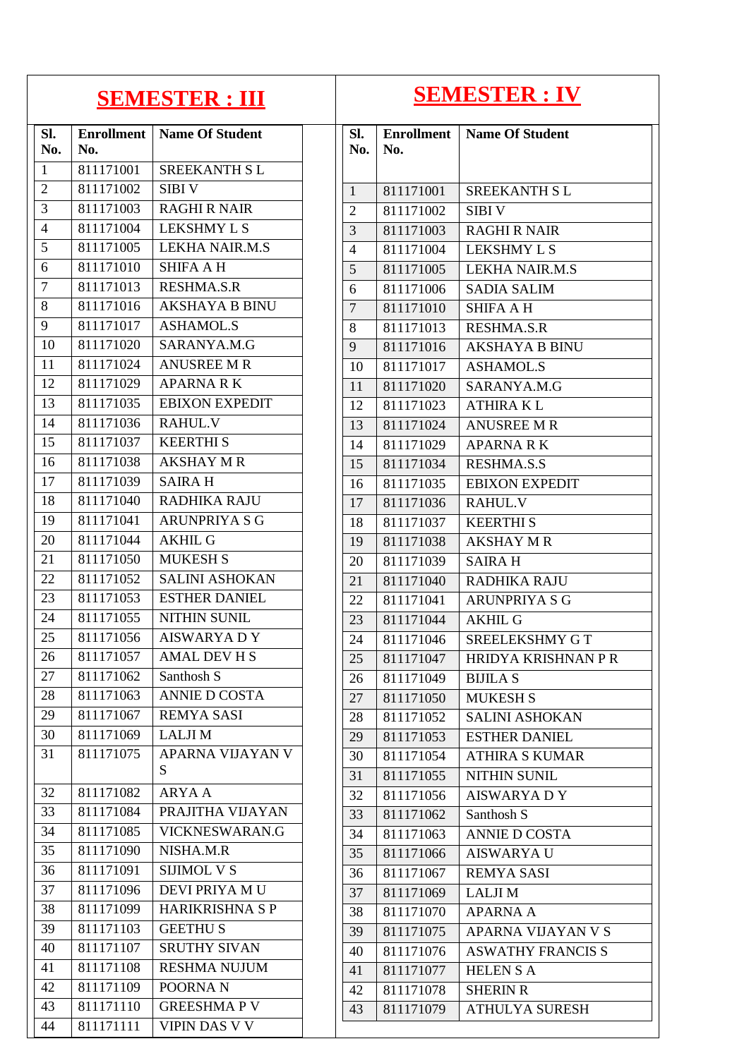## SEMESTER : III

| Sl. No. | Enrollment No. | Name Of Student |
|---|---|---|
| 1 | 811171001 | SREEKANTH S L |
| 2 | 811171002 | SIBI V |
| 3 | 811171003 | RAGHI R NAIR |
| 4 | 811171004 | LEKSHMY L S |
| 5 | 811171005 | LEKHA NAIR.M.S |
| 6 | 811171010 | SHIFA A H |
| 7 | 811171013 | RESHMA.S.R |
| 8 | 811171016 | AKSHAYA B BINU |
| 9 | 811171017 | ASHAMOL.S |
| 10 | 811171020 | SARANYA.M.G |
| 11 | 811171024 | ANUSREE M R |
| 12 | 811171029 | APARNA R K |
| 13 | 811171035 | EBIXON EXPEDIT |
| 14 | 811171036 | RAHUL.V |
| 15 | 811171037 | KEERTHI S |
| 16 | 811171038 | AKSHAY M R |
| 17 | 811171039 | SAIRA H |
| 18 | 811171040 | RADHIKA RAJU |
| 19 | 811171041 | ARUNPRIYA S G |
| 20 | 811171044 | AKHIL G |
| 21 | 811171050 | MUKESH S |
| 22 | 811171052 | SALINI ASHOKAN |
| 23 | 811171053 | ESTHER DANIEL |
| 24 | 811171055 | NITHIN SUNIL |
| 25 | 811171056 | AISWARYA D Y |
| 26 | 811171057 | AMAL DEV H S |
| 27 | 811171062 | Santhosh S |
| 28 | 811171063 | ANNIE D COSTA |
| 29 | 811171067 | REMYA SASI |
| 30 | 811171069 | LALJI M |
| 31 | 811171075 | APARNA VIJAYAN V S |
| 32 | 811171082 | ARYA A |
| 33 | 811171084 | PRAJITHA VIJAYAN |
| 34 | 811171085 | VICKNESWARAN.G |
| 35 | 811171090 | NISHA.M.R |
| 36 | 811171091 | SIJIMOL V S |
| 37 | 811171096 | DEVI PRIYA M U |
| 38 | 811171099 | HARIKRISHNA S P |
| 39 | 811171103 | GEETHU S |
| 40 | 811171107 | SRUTHY SIVAN |
| 41 | 811171108 | RESHMA NUJUM |
| 42 | 811171109 | POORNA N |
| 43 | 811171110 | GREESHMA P V |
| 44 | 811171111 | VIPIN DAS V V |

## SEMESTER : IV

| Sl. No. | Enrollment No. | Name Of Student |
|---|---|---|
| 1 | 811171001 | SREEKANTH S L |
| 2 | 811171002 | SIBI V |
| 3 | 811171003 | RAGHI R NAIR |
| 4 | 811171004 | LEKSHMY L S |
| 5 | 811171005 | LEKHA NAIR.M.S |
| 6 | 811171006 | SADIA SALIM |
| 7 | 811171010 | SHIFA A H |
| 8 | 811171013 | RESHMA.S.R |
| 9 | 811171016 | AKSHAYA B BINU |
| 10 | 811171017 | ASHAMOL.S |
| 11 | 811171020 | SARANYA.M.G |
| 12 | 811171023 | ATHIRA K L |
| 13 | 811171024 | ANUSREE M R |
| 14 | 811171029 | APARNA R K |
| 15 | 811171034 | RESHMA.S.S |
| 16 | 811171035 | EBIXON EXPEDIT |
| 17 | 811171036 | RAHUL.V |
| 18 | 811171037 | KEERTHI S |
| 19 | 811171038 | AKSHAY M R |
| 20 | 811171039 | SAIRA H |
| 21 | 811171040 | RADHIKA RAJU |
| 22 | 811171041 | ARUNPRIYA S G |
| 23 | 811171044 | AKHIL G |
| 24 | 811171046 | SREELEKSHMY G T |
| 25 | 811171047 | HRIDYA KRISHNAN P R |
| 26 | 811171049 | BIJILA S |
| 27 | 811171050 | MUKESH S |
| 28 | 811171052 | SALINI ASHOKAN |
| 29 | 811171053 | ESTHER DANIEL |
| 30 | 811171054 | ATHIRA S KUMAR |
| 31 | 811171055 | NITHIN SUNIL |
| 32 | 811171056 | AISWARYA D Y |
| 33 | 811171062 | Santhosh S |
| 34 | 811171063 | ANNIE D COSTA |
| 35 | 811171066 | AISWARYA U |
| 36 | 811171067 | REMYA SASI |
| 37 | 811171069 | LALJI M |
| 38 | 811171070 | APARNA A |
| 39 | 811171075 | APARNA VIJAYAN V S |
| 40 | 811171076 | ASWATHY FRANCIS S |
| 41 | 811171077 | HELEN S A |
| 42 | 811171078 | SHERIN R |
| 43 | 811171079 | ATHULYA SURESH |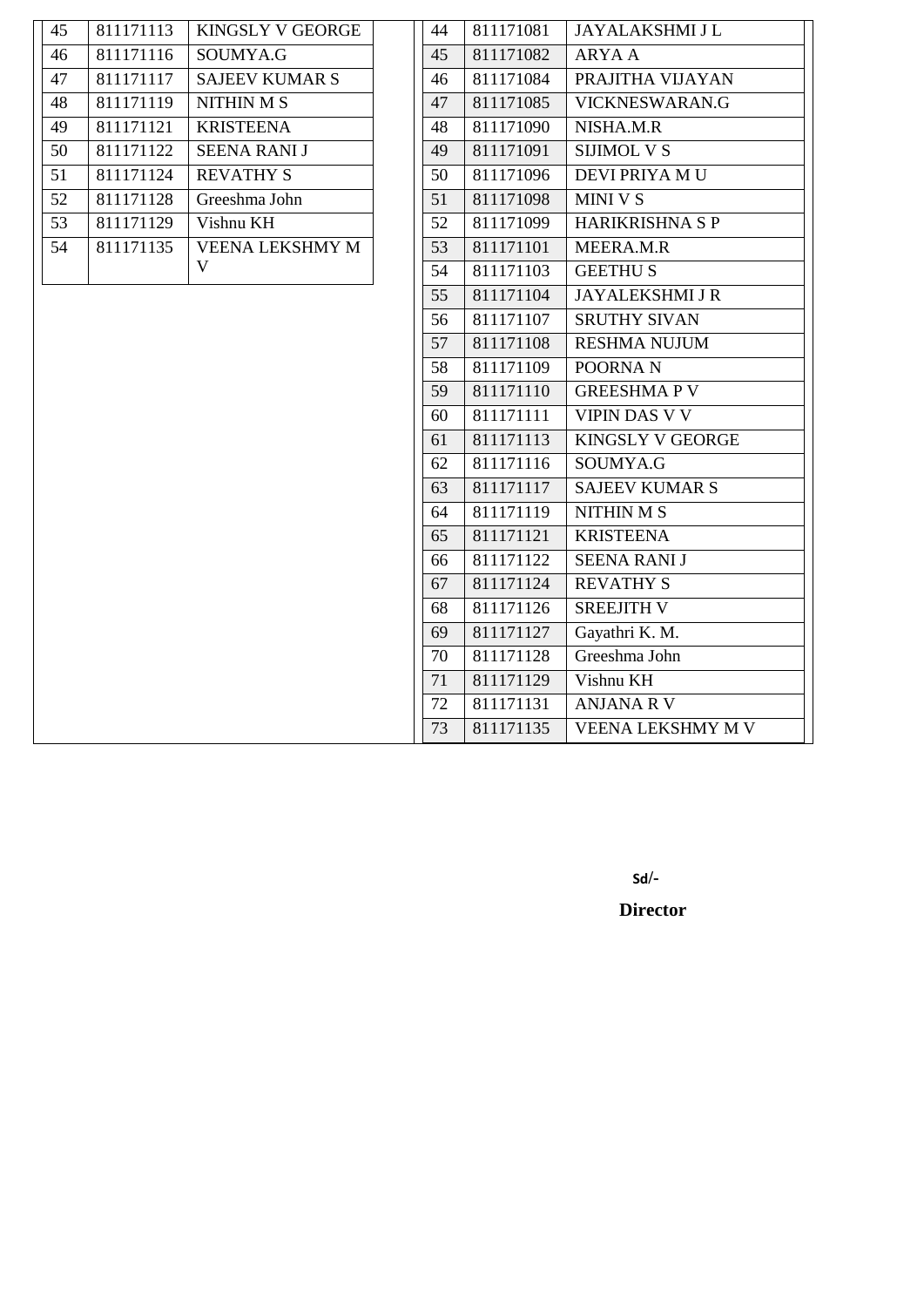| | | |
|---|---|---|
| 45 | 811171113 | KINGSLY V GEORGE |
| 46 | 811171116 | SOUMYA.G |
| 47 | 811171117 | SAJEEV KUMAR S |
| 48 | 811171119 | NITHIN M S |
| 49 | 811171121 | KRISTEENA |
| 50 | 811171122 | SEENA RANI J |
| 51 | 811171124 | REVATHY S |
| 52 | 811171128 | Greeshma John |
| 53 | 811171129 | Vishnu KH |
| 54 | 811171135 | VEENA LEKSHMY M V |

| | | |
|---|---|---|
| 44 | 811171081 | JAYALAKSHMI J L |
| 45 | 811171082 | ARYA A |
| 46 | 811171084 | PRAJITHA VIJAYAN |
| 47 | 811171085 | VICKNESWARAN.G |
| 48 | 811171090 | NISHA.M.R |
| 49 | 811171091 | SIJIMOL V S |
| 50 | 811171096 | DEVI PRIYA M U |
| 51 | 811171098 | MINI V S |
| 52 | 811171099 | HARIKRISHNA S P |
| 53 | 811171101 | MEERA.M.R |
| 54 | 811171103 | GEETHU S |
| 55 | 811171104 | JAYALEKSHMI J R |
| 56 | 811171107 | SRUTHY SIVAN |
| 57 | 811171108 | RESHMA NUJUM |
| 58 | 811171109 | POORNA N |
| 59 | 811171110 | GREESHMA P V |
| 60 | 811171111 | VIPIN DAS V V |
| 61 | 811171113 | KINGSLY V GEORGE |
| 62 | 811171116 | SOUMYA.G |
| 63 | 811171117 | SAJEEV KUMAR S |
| 64 | 811171119 | NITHIN M S |
| 65 | 811171121 | KRISTEENA |
| 66 | 811171122 | SEENA RANI J |
| 67 | 811171124 | REVATHY S |
| 68 | 811171126 | SREEJITH V |
| 69 | 811171127 | Gayathri K. M. |
| 70 | 811171128 | Greeshma John |
| 71 | 811171129 | Vishnu KH |
| 72 | 811171131 | ANJANA R V |
| 73 | 811171135 | VEENA LEKSHMY M V |

Sd/-

**Director**